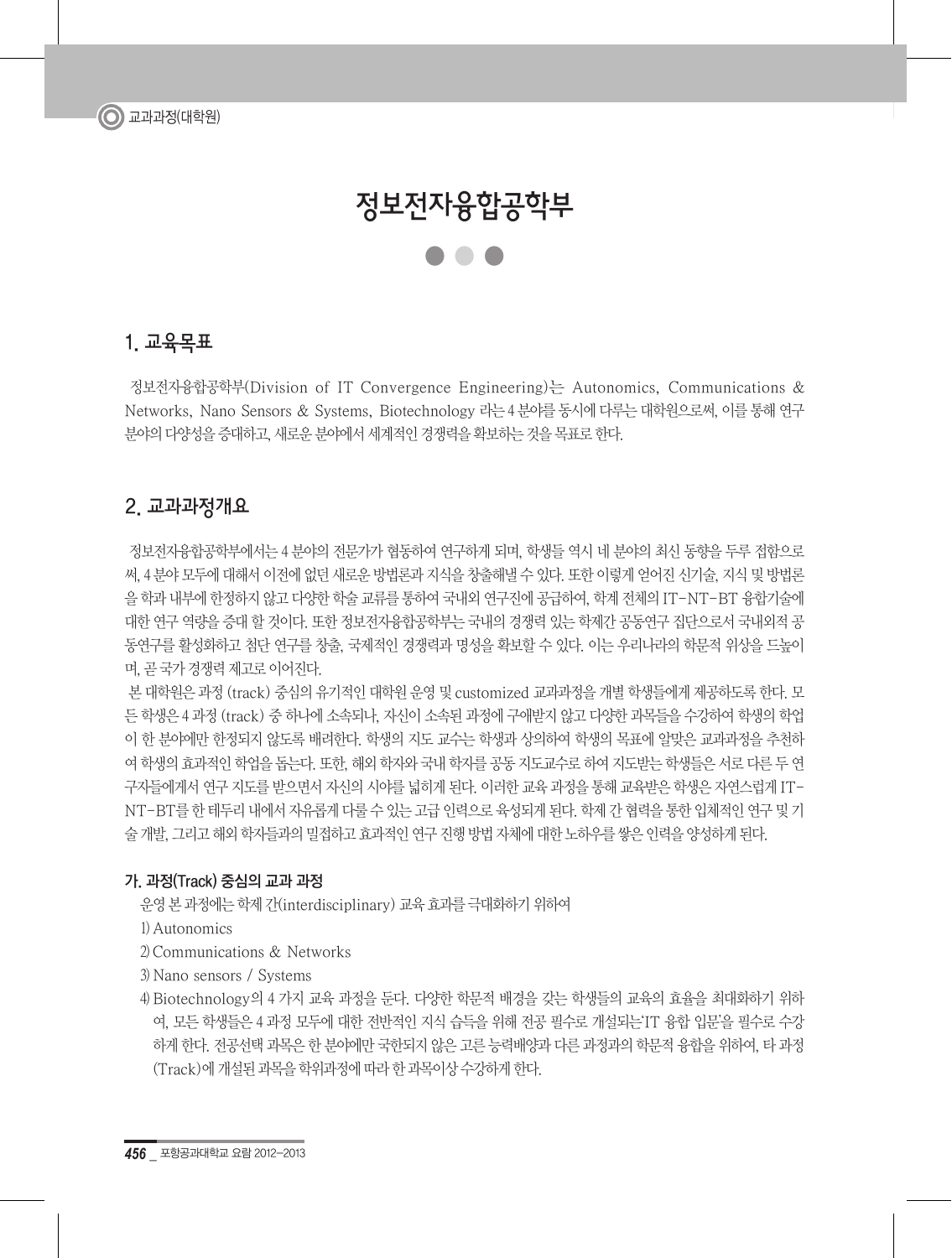# 정보전자융합공학부

## 1. 교육목표

정보전자융합공학부(Division of IT Convergence Engineering)는 Autonomics, Communications & Networks, Nano Sensors & Systems, Biotechnology 라는 4 분야를 동시에 다루는 대학원으로써, 이를 통해 연구 분야의 다양성을 증대하고, 새로운 분야에서 세계적인 경쟁력을 확보하는 것을 목표로 한다.

## 2. 교과과정개요

정보전자융합공학부에서는 4 분야의 전문가가 협동하여 연구하게 되며, 학생들 역시 네 분야의 최신 동향을 두루 접함으로써, 4 분야 모두에 대해서 이전에 없던 새로운 방법론과 지식을 창출해낼 수 있다. 또한 이렇게 얻어진 신기술, 지식 및 방법론을 학과 내부에 한정하지 않고 다양한 학술 교류를 통하여 국내외 연구진에 공급하여, 학계 전체의 IT-NT-BT 융합기술에 대한 연구 역량을 증대 할 것이다. 또한 정보전자융합공학부는 국내의 경쟁력 있는 학제간 공동연구 집단으로서 국내외적 공동연구를 활성화하고 첨단 연구를 창출, 국제적인 경쟁력과 명성을 확보할 수 있다. 이는 우리나라의 학문적 위상을 드높이며, 곧 국가 경쟁력 제고로 이어진다.

본 대학원은 과정 (track) 중심의 유기적인 대학원 운영 및 customized 교과과정을 개별 학생들에게 제공하도록 한다. 모든 학생은 4 과정 (track) 중 하나에 소속되나, 자신이 소속된 과정에 구애받지 않고 다양한 과목들을 수강하여 학생의 학업이 한 분야에만 한정되지 않도록 배려한다. 학생의 지도 교수는 학생과 상의하여 학생의 목표에 알맞은 교과과정을 추천하여 학생의 효과적인 학업을 돕는다. 또한, 해외 학자와 국내 학자를 공동 지도교수로 하여 지도받는 학생들은 서로 다른 두 연구자들에게서 연구 지도를 받으면서 자신의 시야를 넓히게 된다. 이러한 교육 과정을 통해 교육받은 학생은 자연스럽게 IT-NT-BT를 한 테두리 내에서 자유롭게 다룰 수 있는 고급 인력으로 육성되게 된다. 학제 간 협력을 통한 입체적인 연구 및 기술 개발, 그리고 해외 학자들과의 밀접하고 효과적인 연구 진행 방법 자체에 대한 노하우를 쌓은 인력을 양성하게 된다.

### 가. 과정(Track) 중심의 교과 과정

운영 본 과정에는 학제 간(interdisciplinary) 교육 효과를 극대화하기 위하여

1) Autonomics
2) Communications & Networks
3) Nano sensors / Systems
4) Biotechnology의 4 가지 교육 과정을 둔다. 다양한 학문적 배경을 갖는 학생들의 교육의 효율을 최대화하기 위하여, 모든 학생들은 4 과정 모두에 대한 전반적인 지식 습득을 위해 전공 필수로 개설되는'IT 융합 입문'을 필수로 수강하게 한다. 전공선택 과목은 한 분야에만 국한되지 않은 고른 능력배양과 다른 과정과의 학문적 융합을 위하여, 타 과정(Track)에 개설된 과목을 학위과정에 따라 한 과목이상 수강하게 한다.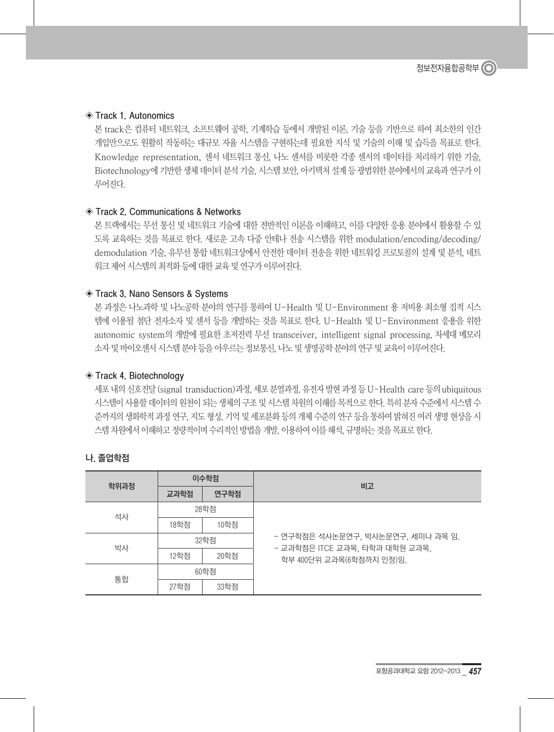◈ Track 1. Autonomics

본 track은 컴퓨터 네트워크, 소프트웨어 공학, 기계학습 등에서 개발된 이론, 기술 등을 기반으로 하여 최소한의 인간 개입만으로도 원활히 작동하는 대규모 자율 시스템을 구현하는데 필요한 지식 및 기술의 이해 및 습득을 목표로 한다. Knowledge representation, 센서 네트워크 통신, 나노 센서를 비롯한 각종 센서의 데이터를 처리하기 위한 기술, Biotechnology에 기반한 생체 데이터 분석 기술, 시스템 보안, 아키텍처 설계 등 광범위한 분야에서의 교육과 연구가 이루어진다.

◈ Track 2. Communications & Networks

본 트랙에서는 무선 통신 및 네트워크 기술에 대한 전반적인 이론을 이해하고, 이를 다양한 응용 분야에서 활용할 수 있도록 교육하는 것을 목표로 한다. 새로운 고속 다중 안테나 전송 시스템을 위한 modulation/encoding/decoding/demodulation 기술, 유무선 통합 네트워크상에서 안전한 데이터 전송을 위한 네트워킹 프로토콜의 설계 및 분석, 네트워크 제어 시스템의 최적화 등에 대한 교육 및 연구가 이루어진다.

◈ Track 3. Nano Sensors & Systems

본 과정은 나노과학 및 나노공학 분야의 연구를 통하여 U-Health 및 U-Environment 용 저비용 최소형 집적 시스템에 이용될 첨단 전자소자 및 센서 등을 개발하는 것을 목표로 한다. U-Health 및 U-Environment 응용을 위한 autonomic system의 개발에 필요한 초저전력 무선 transceiver, intelligent signal processing, 차세대 메모리 소자 및 바이오센서 시스템 분야 등을 아우르는 정보통신, 나노 및 생명공학 분야의 연구 및 교육이 이루어진다.

◈ Track 4. Biotechnology

세포 내의 신호전달(signal transduction)과정, 세포 분열과정, 유전자 발현 과정 등 U-Health care 등의 ubiquitous 시스템이 사용할 데이터의 원천이 되는 생체의 구조 및 시스템 차원의 이해를 목적으로 한다. 특히 분자 수준에서 시스템 수준까지의 생화학적 과정 연구, 지도 형성, 기억 및 세포분화 등의 개체 수준의 연구 등을 통하여 밝혀진 여러 생명 현상을 시스템 차원에서 이해하고 정량적이며 수리적인 방법을 개발, 이용하여 이를 해석, 규명하는 것을 목표로 한다.

## 나. 졸업학점

| 학위과정 | 이수학점 | | 비고 |
|---|---|---|---|
| | 교과학점 | 연구학점 | |
| 석사 | 28학점 | | - 연구학점은 석사논문연구, 박사논문연구, 세미나 과목 임.<br>- 교과학점은 ITCE 교과목, 타학과 대학원 교과목, 학부 400단위 교과목(6학점까지 인정)임. |
| | 18학점 | 10학점 | |
| 박사 | 32학점 | | |
| | 12학점 | 20학점 | |
| 통합 | 60학점 | | |
| | 27학점 | 33학점 | |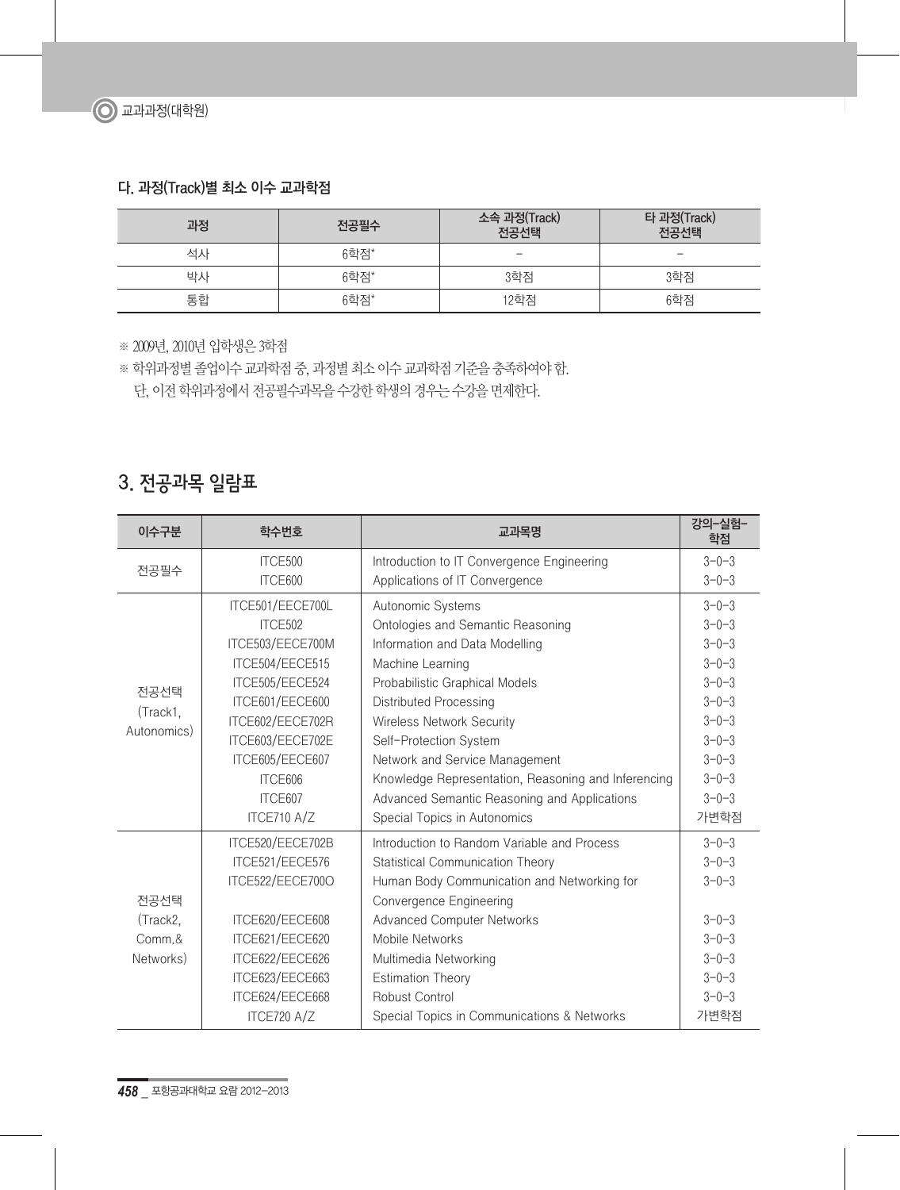### 다. 과정(Track)별 최소 이수 교과학점

| 과정 | 전공필수 | 소속 과정(Track) 전공선택 | 타 과정(Track) 전공선택 |
|---|---|---|---|
| 석사 | 6학점* | – | – |
| 박사 | 6학점* | 3학점 | 3학점 |
| 통합 | 6학점* | 12학점 | 6학점 |

※ 2009년, 2010년 입학생은 3학점

※ 학위과정별 졸업이수 교과학점 중, 과정별 최소 이수 교과학점 기준을 충족하여야 함.
단, 이전 학위과정에서 전공필수과목을 수강한 학생의 경우는 수강을 면제한다.

## 3. 전공과목 일람표

| 이수구분 | 학수번호 | 교과목명 | 강의–실험–학점 |
|---|---|---|---|
| 전공필수 | ITCE500 | Introduction to IT Convergence Engineering | 3–0–3 |
| | ITCE600 | Applications of IT Convergence | 3–0–3 |
| 전공선택 (Track1, Autonomics) | ITCE501/EECE700L | Autonomic Systems | 3–0–3 |
| | ITCE502 | Ontologies and Semantic Reasoning | 3–0–3 |
| | ITCE503/EECE700M | Information and Data Modelling | 3–0–3 |
| | ITCE504/EECE515 | Machine Learning | 3–0–3 |
| | ITCE505/EECE524 | Probabilistic Graphical Models | 3–0–3 |
| | ITCE601/EECE600 | Distributed Processing | 3–0–3 |
| | ITCE602/EECE702R | Wireless Network Security | 3–0–3 |
| | ITCE603/EECE702E | Self-Protection System | 3–0–3 |
| | ITCE605/EECE607 | Network and Service Management | 3–0–3 |
| | ITCE606 | Knowledge Representation, Reasoning and Inferencing | 3–0–3 |
| | ITCE607 | Advanced Semantic Reasoning and Applications | 3–0–3 |
| | ITCE710 A/Z | Special Topics in Autonomics | 가변학점 |
| 전공선택 (Track2, Comm.& Networks) | ITCE520/EECE702B | Introduction to Random Variable and Process | 3–0–3 |
| | ITCE521/EECE576 | Statistical Communication Theory | 3–0–3 |
| | ITCE522/EECE700O | Human Body Communication and Networking for Convergence Engineering | 3–0–3 |
| | ITCE620/EECE608 | Advanced Computer Networks | 3–0–3 |
| | ITCE621/EECE620 | Mobile Networks | 3–0–3 |
| | ITCE622/EECE626 | Multimedia Networking | 3–0–3 |
| | ITCE623/EECE663 | Estimation Theory | 3–0–3 |
| | ITCE624/EECE668 | Robust Control | 3–0–3 |
| | ITCE720 A/Z | Special Topics in Communications & Networks | 가변학점 |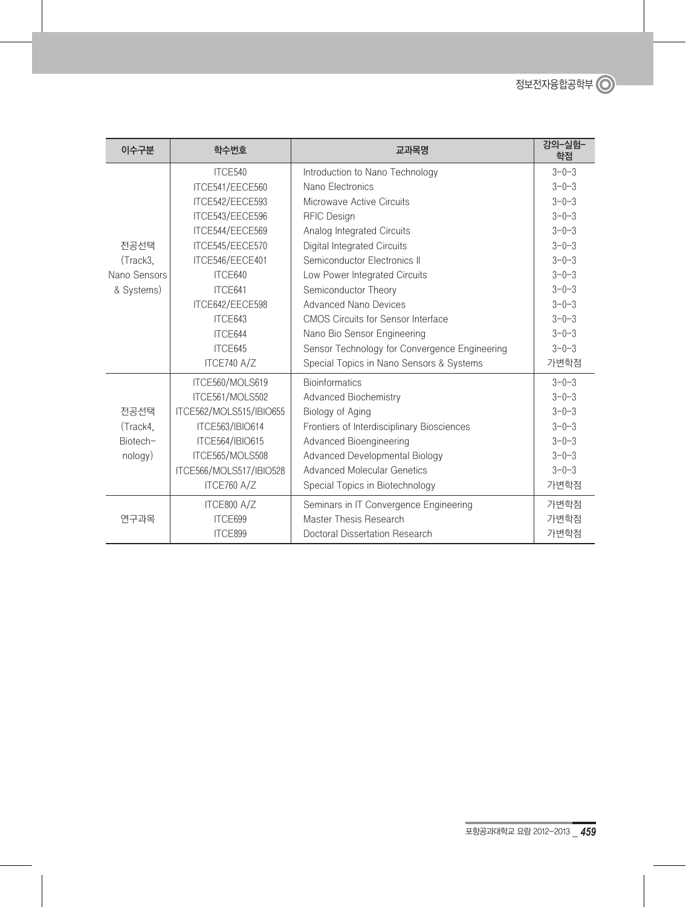| 이수구분 | 학수번호 | 교과목명 | 강의-실험-학점 |
|---|---|---|---|
| 전공선택 (Track3, Nano Sensors & Systems) | ITCE540 | Introduction to Nano Technology | 3-0-3 |
| | ITCE541/EECE560 | Nano Electronics | 3-0-3 |
| | ITCE542/EECE593 | Microwave Active Circuits | 3-0-3 |
| | ITCE543/EECE596 | RFIC Design | 3-0-3 |
| | ITCE544/EECE569 | Analog Integrated Circuits | 3-0-3 |
| | ITCE545/EECE570 | Digital Integrated Circuits | 3-0-3 |
| | ITCE546/EECE401 | Semiconductor Electronics II | 3-0-3 |
| | ITCE640 | Low Power Integrated Circuits | 3-0-3 |
| | ITCE641 | Semiconductor Theory | 3-0-3 |
| | ITCE642/EECE598 | Advanced Nano Devices | 3-0-3 |
| | ITCE643 | CMOS Circuits for Sensor Interface | 3-0-3 |
| | ITCE644 | Nano Bio Sensor Engineering | 3-0-3 |
| | ITCE645 | Sensor Technology for Convergence Engineering | 3-0-3 |
| | ITCE740 A/Z | Special Topics in Nano Sensors & Systems | 가변학점 |
| 전공선택 (Track4, Biotech-nology) | ITCE560/MOLS619 | Bioinformatics | 3-0-3 |
| | ITCE561/MOLS502 | Advanced Biochemistry | 3-0-3 |
| | ITCE562/MOLS515/IBIO655 | Biology of Aging | 3-0-3 |
| | ITCE563/IBIO614 | Frontiers of Interdisciplinary Biosciences | 3-0-3 |
| | ITCE564/IBIO615 | Advanced Bioengineering | 3-0-3 |
| | ITCE565/MOLS508 | Advanced Developmental Biology | 3-0-3 |
| | ITCE566/MOLS517/IBIO528 | Advanced Molecular Genetics | 3-0-3 |
| | ITCE760 A/Z | Special Topics in Biotechnology | 가변학점 |
| 연구과목 | ITCE800 A/Z | Seminars in IT Convergence Engineering | 가변학점 |
| | ITCE699 | Master Thesis Research | 가변학점 |
| | ITCE899 | Doctoral Dissertation Research | 가변학점 |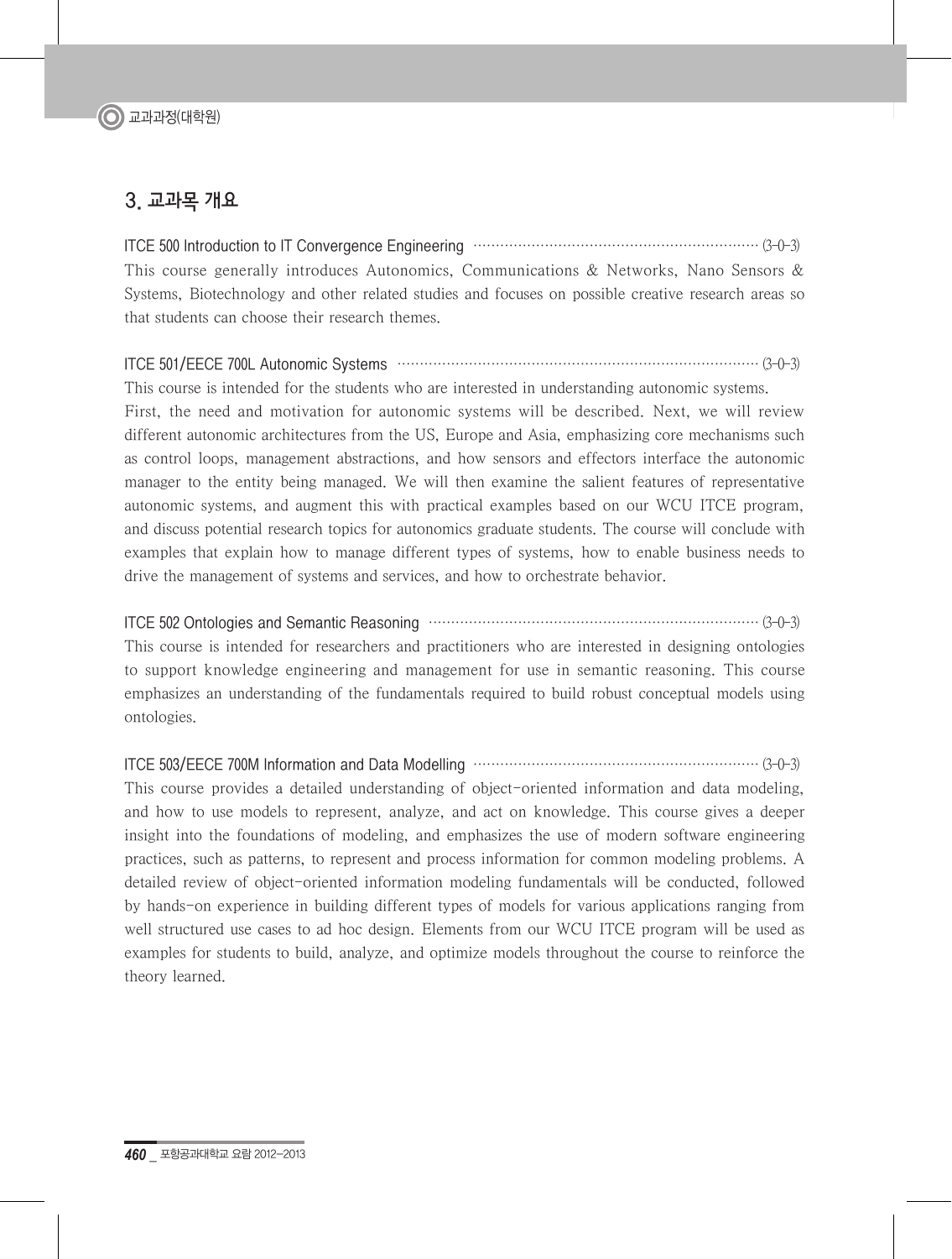## 3. 교과목 개요

**ITCE 500 Introduction to IT Convergence Engineering** ································· (3-0-3)

This course generally introduces Autonomics, Communications & Networks, Nano Sensors & Systems, Biotechnology and other related studies and focuses on possible creative research areas so that students can choose their research themes.

**ITCE 501/EECE 700L Autonomic Systems** ································· (3-0-3)

This course is intended for the students who are interested in understanding autonomic systems. First, the need and motivation for autonomic systems will be described. Next, we will review different autonomic architectures from the US, Europe and Asia, emphasizing core mechanisms such as control loops, management abstractions, and how sensors and effectors interface the autonomic manager to the entity being managed. We will then examine the salient features of representative autonomic systems, and augment this with practical examples based on our WCU ITCE program, and discuss potential research topics for autonomics graduate students. The course will conclude with examples that explain how to manage different types of systems, how to enable business needs to drive the management of systems and services, and how to orchestrate behavior.

**ITCE 502 Ontologies and Semantic Reasoning** ································· (3-0-3)

This course is intended for researchers and practitioners who are interested in designing ontologies to support knowledge engineering and management for use in semantic reasoning. This course emphasizes an understanding of the fundamentals required to build robust conceptual models using ontologies.

**ITCE 503/EECE 700M Information and Data Modelling** ································· (3-0-3)

This course provides a detailed understanding of object-oriented information and data modeling, and how to use models to represent, analyze, and act on knowledge. This course gives a deeper insight into the foundations of modeling, and emphasizes the use of modern software engineering practices, such as patterns, to represent and process information for common modeling problems. A detailed review of object-oriented information modeling fundamentals will be conducted, followed by hands-on experience in building different types of models for various applications ranging from well structured use cases to ad hoc design. Elements from our WCU ITCE program will be used as examples for students to build, analyze, and optimize models throughout the course to reinforce the theory learned.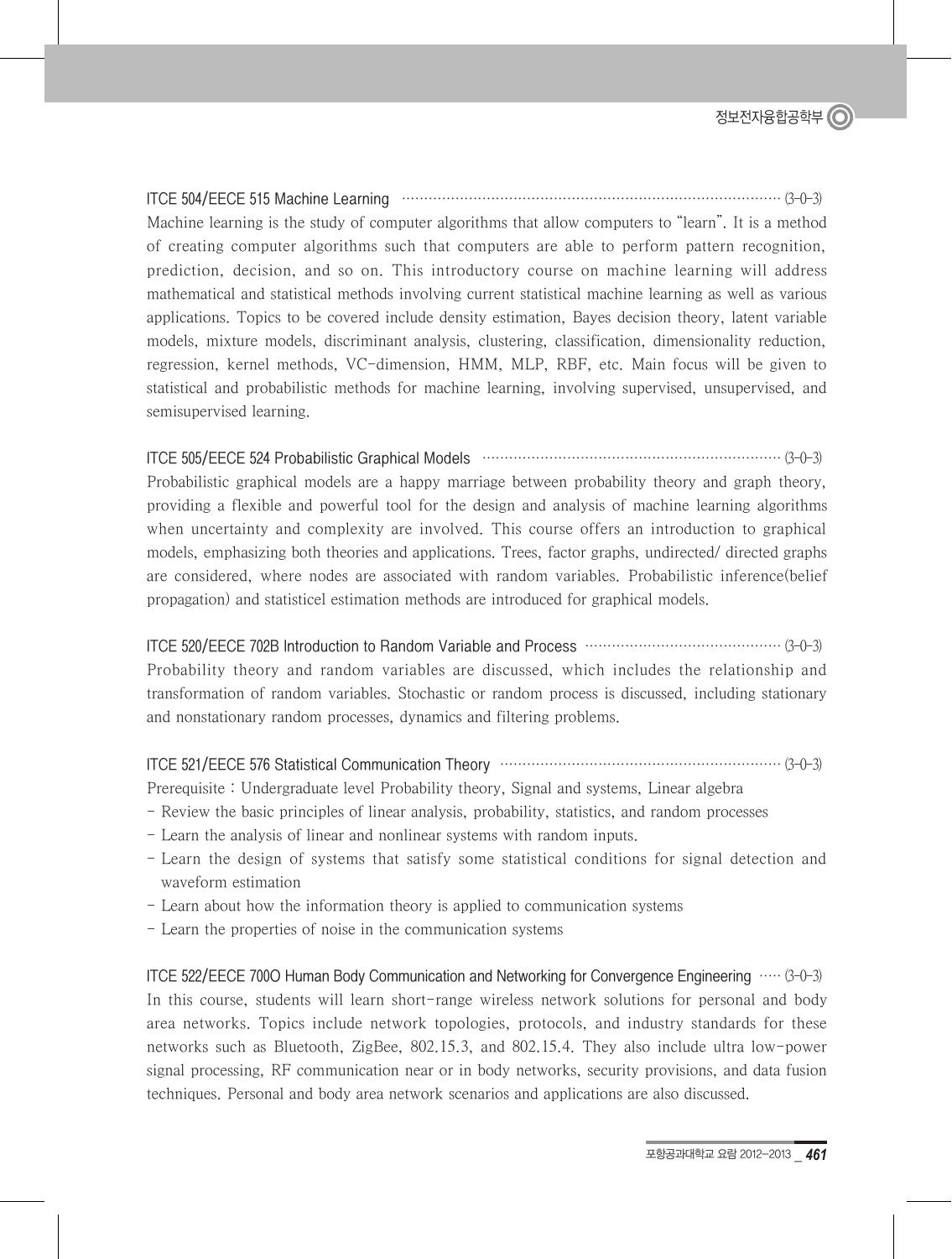### ITCE 504/EECE 515 Machine Learning (3-0-3)

Machine learning is the study of computer algorithms that allow computers to "learn". It is a method of creating computer algorithms such that computers are able to perform pattern recognition, prediction, decision, and so on. This introductory course on machine learning will address mathematical and statistical methods involving current statistical machine learning as well as various applications. Topics to be covered include density estimation, Bayes decision theory, latent variable models, mixture models, discriminant analysis, clustering, classification, dimensionality reduction, regression, kernel methods, VC-dimension, HMM, MLP, RBF, etc. Main focus will be given to statistical and probabilistic methods for machine learning, involving supervised, unsupervised, and semisupervised learning.

### ITCE 505/EECE 524 Probabilistic Graphical Models (3-0-3)

Probabilistic graphical models are a happy marriage between probability theory and graph theory, providing a flexible and powerful tool for the design and analysis of machine learning algorithms when uncertainty and complexity are involved. This course offers an introduction to graphical models, emphasizing both theories and applications. Trees, factor graphs, undirected/ directed graphs are considered, where nodes are associated with random variables. Probabilistic inference(belief propagation) and statisticel estimation methods are introduced for graphical models.

### ITCE 520/EECE 702B Introduction to Random Variable and Process (3-0-3)

Probability theory and random variables are discussed, which includes the relationship and transformation of random variables. Stochastic or random process is discussed, including stationary and nonstationary random processes, dynamics and filtering problems.

### ITCE 521/EECE 576 Statistical Communication Theory (3-0-3)

Prerequisite : Undergraduate level Probability theory, Signal and systems, Linear algebra

- Review the basic principles of linear analysis, probability, statistics, and random processes
- Learn the analysis of linear and nonlinear systems with random inputs.
- Learn the design of systems that satisfy some statistical conditions for signal detection and waveform estimation
- Learn about how the information theory is applied to communication systems
- Learn the properties of noise in the communication systems

### ITCE 522/EECE 700O Human Body Communication and Networking for Convergence Engineering (3-0-3)

In this course, students will learn short-range wireless network solutions for personal and body area networks. Topics include network topologies, protocols, and industry standards for these networks such as Bluetooth, ZigBee, 802.15.3, and 802.15.4. They also include ultra low-power signal processing, RF communication near or in body networks, security provisions, and data fusion techniques. Personal and body area network scenarios and applications are also discussed.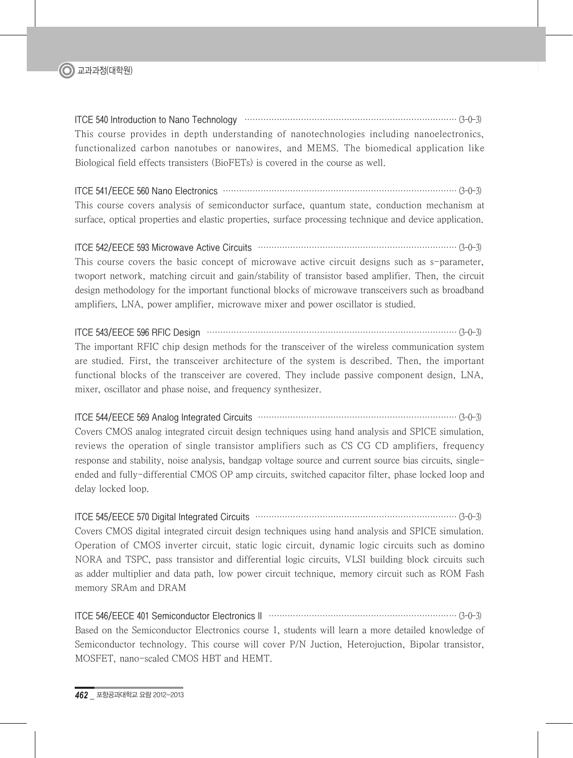**ITCE 540 Introduction to Nano Technology** ······ (3-0-3)

This course provides in depth understanding of nanotechnologies including nanoelectronics, functionalized carbon nanotubes or nanowires, and MEMS. The biomedical application like Biological field effects transisters (BioFETs) is covered in the course as well.

**ITCE 541/EECE 560 Nano Electronics** ······ (3-0-3)

This course covers analysis of semiconductor surface, quantum state, conduction mechanism at surface, optical properties and elastic properties, surface processing technique and device application.

**ITCE 542/EECE 593 Microwave Active Circuits** ······ (3-0-3)

This course covers the basic concept of microwave active circuit designs such as s-parameter, twoport network, matching circuit and gain/stability of transistor based amplifier. Then, the circuit design methodology for the important functional blocks of microwave transceivers such as broadband amplifiers, LNA, power amplifier, microwave mixer and power oscillator is studied.

**ITCE 543/EECE 596 RFIC Design** ······ (3-0-3)

The important RFIC chip design methods for the transceiver of the wireless communication system are studied. First, the transceiver architecture of the system is described. Then, the important functional blocks of the transceiver are covered. They include passive component design, LNA, mixer, oscillator and phase noise, and frequency synthesizer.

**ITCE 544/EECE 569 Analog Integrated Circuits** ······ (3-0-3)

Covers CMOS analog integrated circuit design techniques using hand analysis and SPICE simulation, reviews the operation of single transistor amplifiers such as CS CG CD amplifiers, frequency response and stability, noise analysis, bandgap voltage source and current source bias circuits, single-ended and fully-differential CMOS OP amp circuits, switched capacitor filter, phase locked loop and delay locked loop.

**ITCE 545/EECE 570 Digital Integrated Circuits** ······ (3-0-3)

Covers CMOS digital integrated circuit design techniques using hand analysis and SPICE simulation. Operation of CMOS inverter circuit, static logic circuit, dynamic logic circuits such as domino NORA and TSPC, pass transistor and differential logic circuits, VLSI building block circuits such as adder multiplier and data path, low power circuit technique, memory circuit such as ROM Fash memory SRAm and DRAM

**ITCE 546/EECE 401 Semiconductor Electronics II** ······ (3-0-3)

Based on the Semiconductor Electronics course 1, students will learn a more detailed knowledge of Semiconductor technology. This course will cover P/N Juction, Heterojuction, Bipolar transistor, MOSFET, nano-scaled CMOS HBT and HEMT.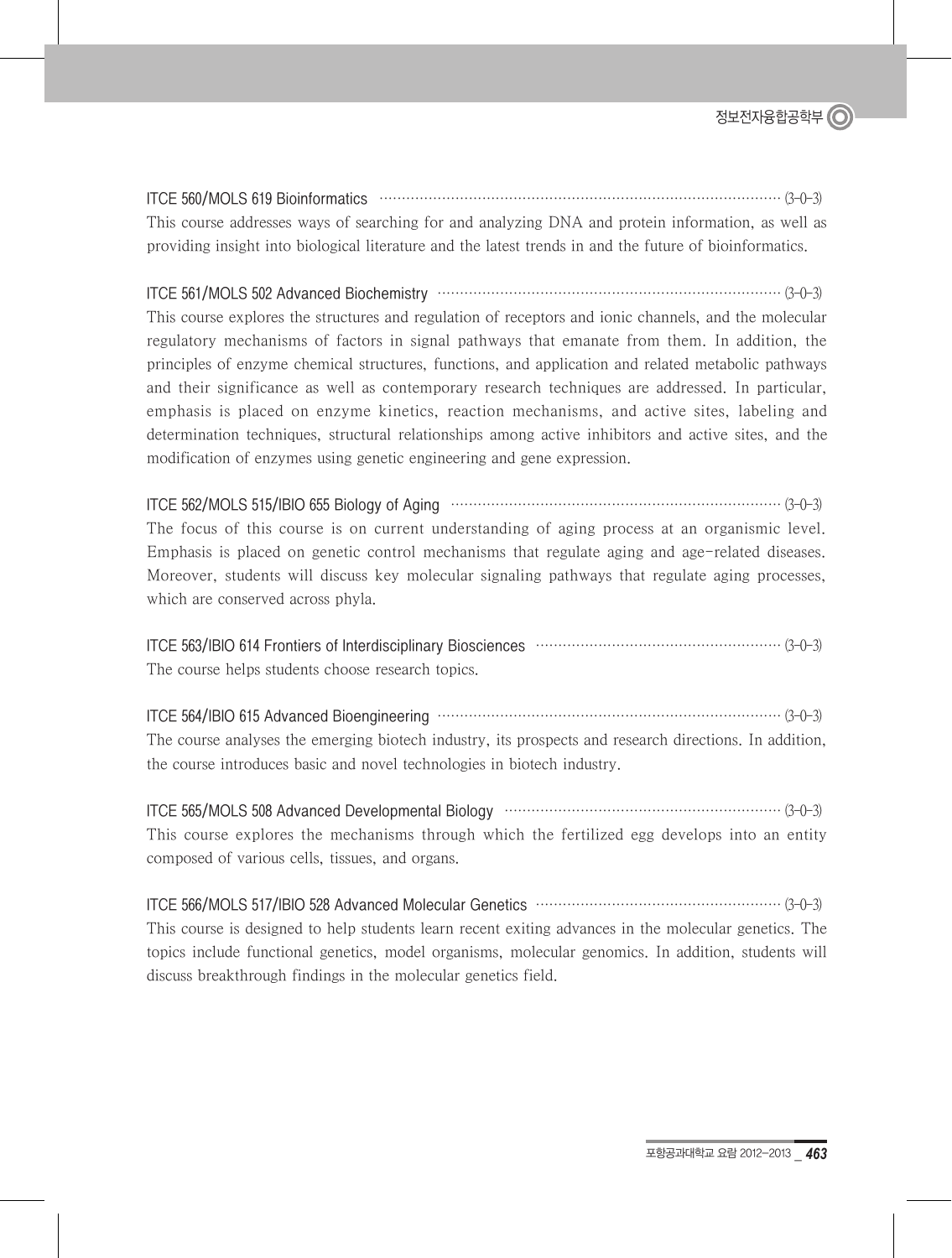**ITCE 560/MOLS 619 Bioinformatics** ········· (3-0-3)
This course addresses ways of searching for and analyzing DNA and protein information, as well as providing insight into biological literature and the latest trends in and the future of bioinformatics.

**ITCE 561/MOLS 502 Advanced Biochemistry** ········· (3-0-3)
This course explores the structures and regulation of receptors and ionic channels, and the molecular regulatory mechanisms of factors in signal pathways that emanate from them. In addition, the principles of enzyme chemical structures, functions, and application and related metabolic pathways and their significance as well as contemporary research techniques are addressed. In particular, emphasis is placed on enzyme kinetics, reaction mechanisms, and active sites, labeling and determination techniques, structural relationships among active inhibitors and active sites, and the modification of enzymes using genetic engineering and gene expression.

**ITCE 562/MOLS 515/IBIO 655 Biology of Aging** ········· (3-0-3)
The focus of this course is on current understanding of aging process at an organismic level. Emphasis is placed on genetic control mechanisms that regulate aging and age-related diseases. Moreover, students will discuss key molecular signaling pathways that regulate aging processes, which are conserved across phyla.

**ITCE 563/IBIO 614 Frontiers of Interdisciplinary Biosciences** ········· (3-0-3)
The course helps students choose research topics.

**ITCE 564/IBIO 615 Advanced Bioengineering** ········· (3-0-3)
The course analyses the emerging biotech industry, its prospects and research directions. In addition, the course introduces basic and novel technologies in biotech industry.

**ITCE 565/MOLS 508 Advanced Developmental Biology** ········· (3-0-3)
This course explores the mechanisms through which the fertilized egg develops into an entity composed of various cells, tissues, and organs.

**ITCE 566/MOLS 517/IBIO 528 Advanced Molecular Genetics** ········· (3-0-3)
This course is designed to help students learn recent exiting advances in the molecular genetics. The topics include functional genetics, model organisms, molecular genomics. In addition, students will discuss breakthrough findings in the molecular genetics field.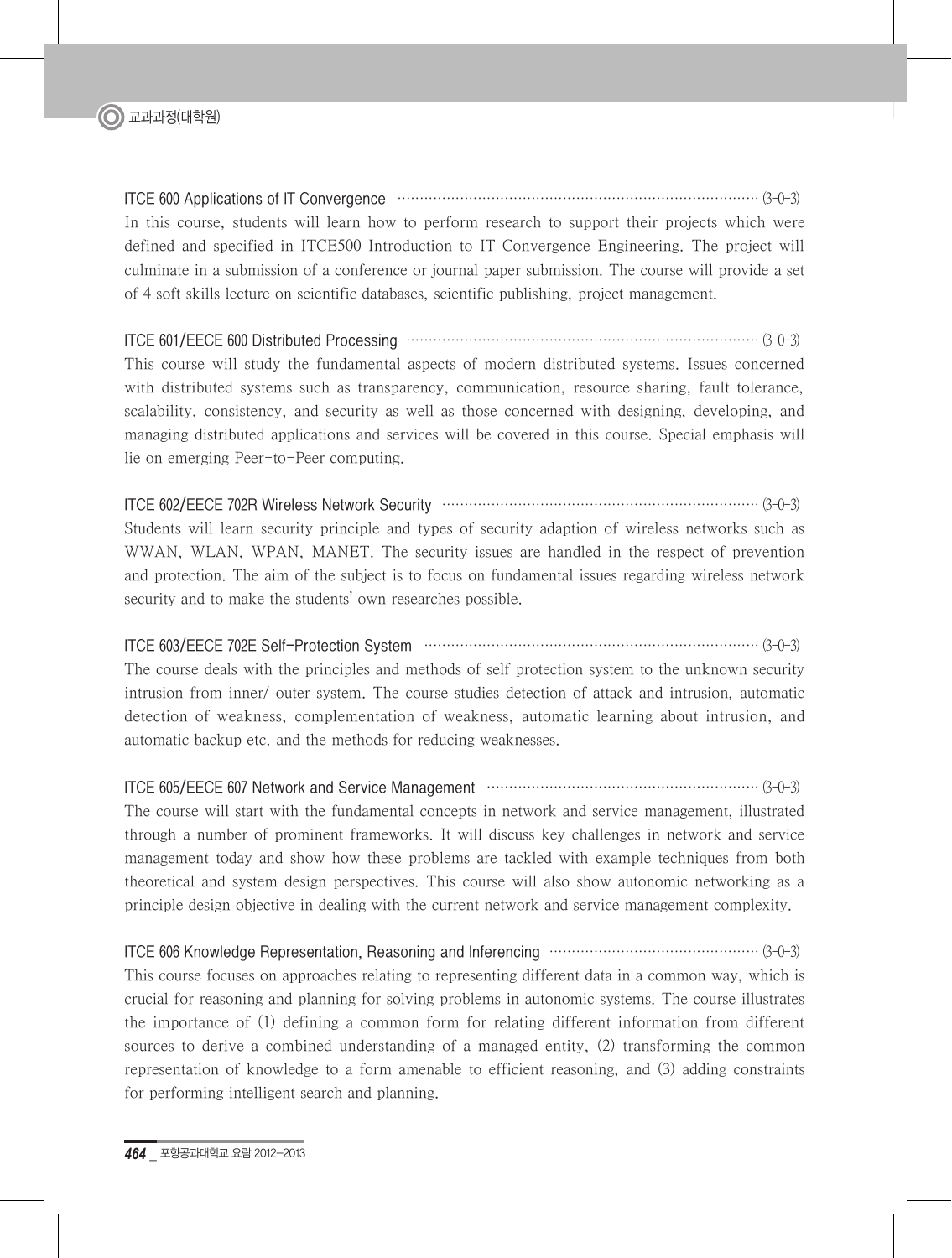**ITCE 600 Applications of IT Convergence** ············ (3-0-3)

In this course, students will learn how to perform research to support their projects which were defined and specified in ITCE500 Introduction to IT Convergence Engineering. The project will culminate in a submission of a conference or journal paper submission. The course will provide a set of 4 soft skills lecture on scientific databases, scientific publishing, project management.

**ITCE 601/EECE 600 Distributed Processing** ············ (3-0-3)

This course will study the fundamental aspects of modern distributed systems. Issues concerned with distributed systems such as transparency, communication, resource sharing, fault tolerance, scalability, consistency, and security as well as those concerned with designing, developing, and managing distributed applications and services will be covered in this course. Special emphasis will lie on emerging Peer-to-Peer computing.

**ITCE 602/EECE 702R Wireless Network Security** ············ (3-0-3)

Students will learn security principle and types of security adaption of wireless networks such as WWAN, WLAN, WPAN, MANET. The security issues are handled in the respect of prevention and protection. The aim of the subject is to focus on fundamental issues regarding wireless network security and to make the students' own researches possible.

**ITCE 603/EECE 702E Self-Protection System** ············ (3-0-3)

The course deals with the principles and methods of self protection system to the unknown security intrusion from inner/ outer system. The course studies detection of attack and intrusion, automatic detection of weakness, complementation of weakness, automatic learning about intrusion, and automatic backup etc. and the methods for reducing weaknesses.

**ITCE 605/EECE 607 Network and Service Management** ············ (3-0-3)

The course will start with the fundamental concepts in network and service management, illustrated through a number of prominent frameworks. It will discuss key challenges in network and service management today and show how these problems are tackled with example techniques from both theoretical and system design perspectives. This course will also show autonomic networking as a principle design objective in dealing with the current network and service management complexity.

**ITCE 606 Knowledge Representation, Reasoning and Inferencing** ············ (3-0-3)

This course focuses on approaches relating to representing different data in a common way, which is crucial for reasoning and planning for solving problems in autonomic systems. The course illustrates the importance of (1) defining a common form for relating different information from different sources to derive a combined understanding of a managed entity, (2) transforming the common representation of knowledge to a form amenable to efficient reasoning, and (3) adding constraints for performing intelligent search and planning.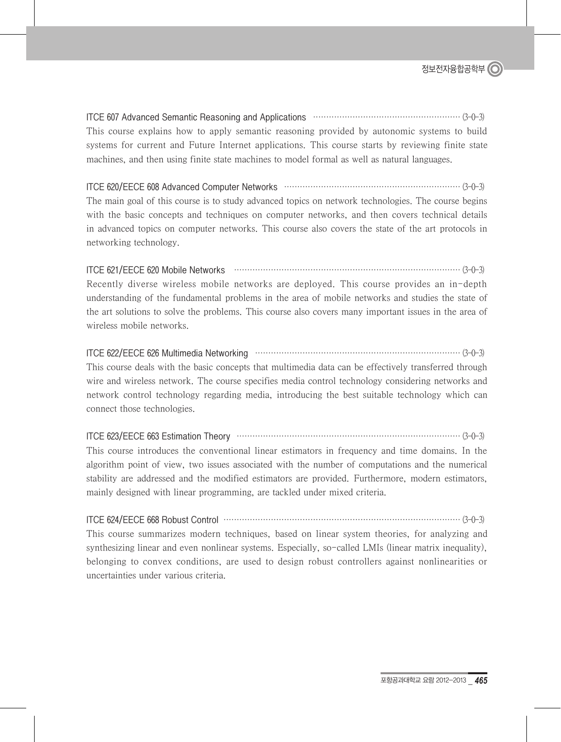**ITCE 607 Advanced Semantic Reasoning and Applications** ························································ (3-0-3)

This course explains how to apply semantic reasoning provided by autonomic systems to build systems for current and Future Internet applications. This course starts by reviewing finite state machines, and then using finite state machines to model formal as well as natural languages.

**ITCE 620/EECE 608 Advanced Computer Networks** ···································································· (3-0-3)

The main goal of this course is to study advanced topics on network technologies. The course begins with the basic concepts and techniques on computer networks, and then covers technical details in advanced topics on computer networks. This course also covers the state of the art protocols in networking technology.

**ITCE 621/EECE 620 Mobile Networks** ·························································································· (3-0-3)

Recently diverse wireless mobile networks are deployed. This course provides an in-depth understanding of the fundamental problems in the area of mobile networks and studies the state of the art solutions to solve the problems. This course also covers many important issues in the area of wireless mobile networks.

**ITCE 622/EECE 626 Multimedia Networking** ················································································ (3-0-3)

This course deals with the basic concepts that multimedia data can be effectively transferred through wire and wireless network. The course specifies media control technology considering networks and network control technology regarding media, introducing the best suitable technology which can connect those technologies.

**ITCE 623/EECE 663 Estimation Theory** ························································································ (3-0-3)

This course introduces the conventional linear estimators in frequency and time domains. In the algorithm point of view, two issues associated with the number of computations and the numerical stability are addressed and the modified estimators are provided. Furthermore, modern estimators, mainly designed with linear programming, are tackled under mixed criteria.

**ITCE 624/EECE 668 Robust Control** ····························································································· (3-0-3)

This course summarizes modern techniques, based on linear system theories, for analyzing and synthesizing linear and even nonlinear systems. Especially, so-called LMIs (linear matrix inequality), belonging to convex conditions, are used to design robust controllers against nonlinearities or uncertainties under various criteria.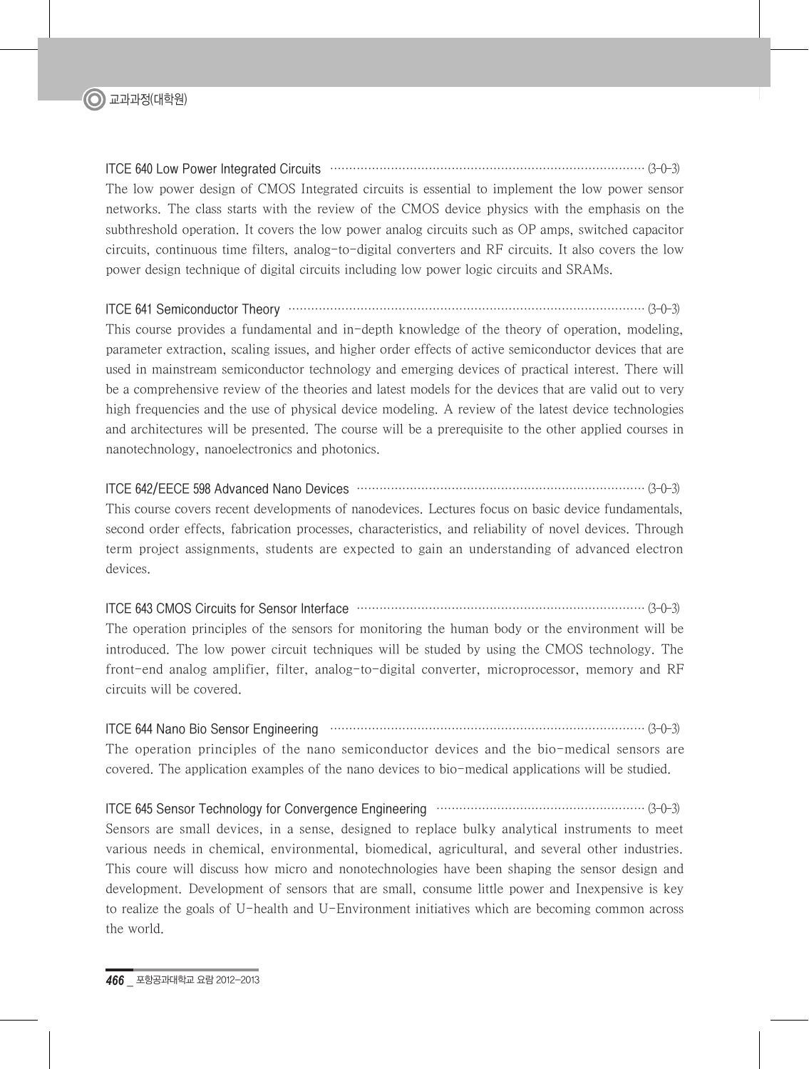ITCE 640 Low Power Integrated Circuits ······ (3-0-3)

The low power design of CMOS Integrated circuits is essential to implement the low power sensor networks. The class starts with the review of the CMOS device physics with the emphasis on the subthreshold operation. It covers the low power analog circuits such as OP amps, switched capacitor circuits, continuous time filters, analog-to-digital converters and RF circuits. It also covers the low power design technique of digital circuits including low power logic circuits and SRAMs.

ITCE 641 Semiconductor Theory ······ (3-0-3)

This course provides a fundamental and in-depth knowledge of the theory of operation, modeling, parameter extraction, scaling issues, and higher order effects of active semiconductor devices that are used in mainstream semiconductor technology and emerging devices of practical interest. There will be a comprehensive review of the theories and latest models for the devices that are valid out to very high frequencies and the use of physical device modeling. A review of the latest device technologies and architectures will be presented. The course will be a prerequisite to the other applied courses in nanotechnology, nanoelectronics and photonics.

ITCE 642/EECE 598 Advanced Nano Devices ······ (3-0-3)

This course covers recent developments of nanodevices. Lectures focus on basic device fundamentals, second order effects, fabrication processes, characteristics, and reliability of novel devices. Through term project assignments, students are expected to gain an understanding of advanced electron devices.

ITCE 643 CMOS Circuits for Sensor Interface ······ (3-0-3)

The operation principles of the sensors for monitoring the human body or the environment will be introduced. The low power circuit techniques will be studed by using the CMOS technology. The front-end analog amplifier, filter, analog-to-digital converter, microprocessor, memory and RF circuits will be covered.

ITCE 644 Nano Bio Sensor Engineering ······ (3-0-3)

The operation principles of the nano semiconductor devices and the bio-medical sensors are covered. The application examples of the nano devices to bio-medical applications will be studied.

ITCE 645 Sensor Technology for Convergence Engineering ······ (3-0-3)

Sensors are small devices, in a sense, designed to replace bulky analytical instruments to meet various needs in chemical, environmental, biomedical, agricultural, and several other industries. This coure will discuss how micro and nonotechnologies have been shaping the sensor design and development. Development of sensors that are small, consume little power and Inexpensive is key to realize the goals of U-health and U-Environment initiatives which are becoming common across the world.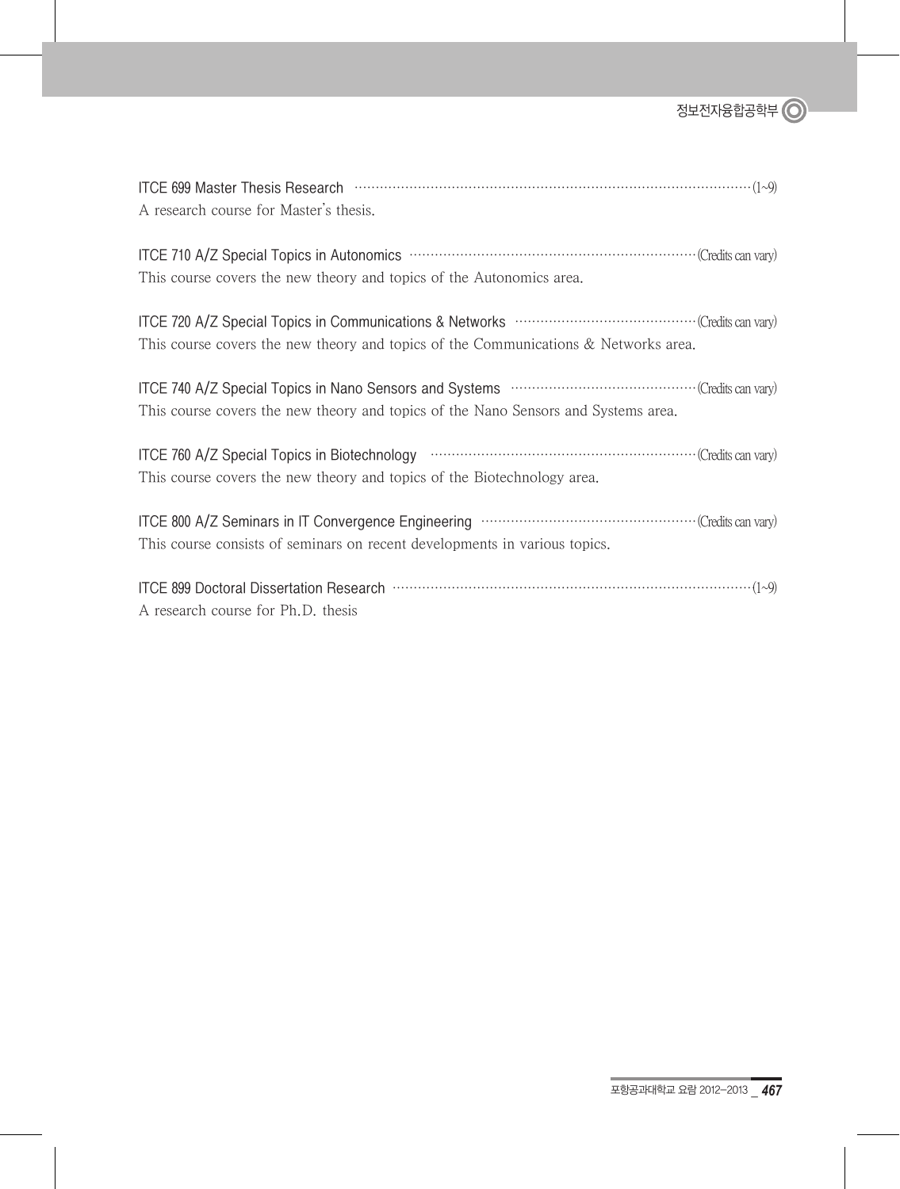ITCE 699 Master Thesis Research ·································································································(1~9)

A research course for Master's thesis.

ITCE 710 A/Z Special Topics in Autonomics ·····································································(Credits can vary)

This course covers the new theory and topics of the Autonomics area.

ITCE 720 A/Z Special Topics in Communications & Networks ············································(Credits can vary)

This course covers the new theory and topics of the Communications & Networks area.

ITCE 740 A/Z Special Topics in Nano Sensors and Systems ··············································(Credits can vary)

This course covers the new theory and topics of the Nano Sensors and Systems area.

ITCE 760 A/Z Special Topics in Biotechnology ···································································(Credits can vary)

This course covers the new theory and topics of the Biotechnology area.

ITCE 800 A/Z Seminars in IT Convergence Engineering ······················································(Credits can vary)

This course consists of seminars on recent developments in various topics.

ITCE 899 Doctoral Dissertation Research ·························································································(1~9)

A research course for Ph.D. thesis